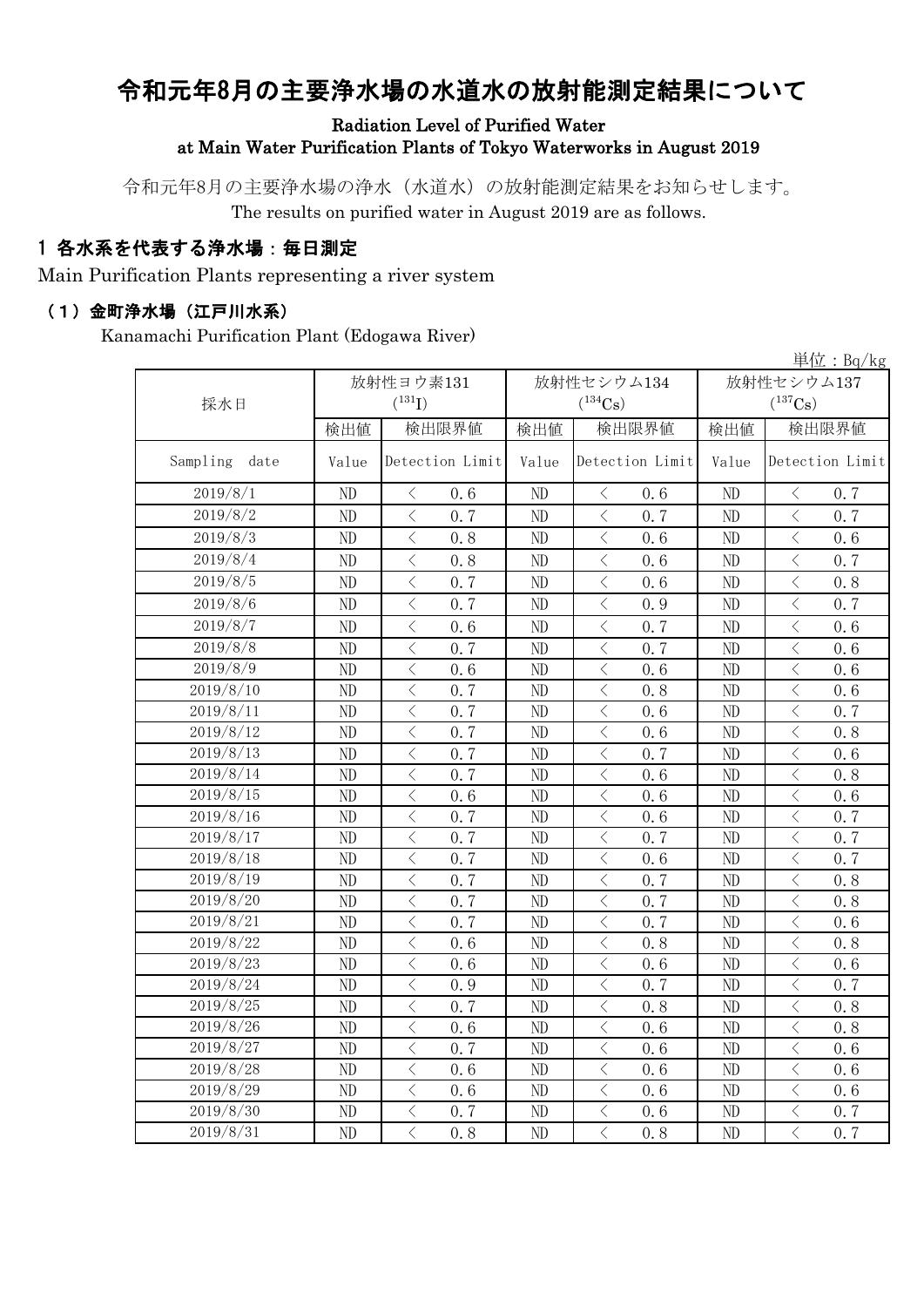# 令和元年8月の主要浄水場の水道水の放射能測定結果について

**Radiation Level of Purified Water at Main Water Purification Plants of Tokyo Waterworks in August 2019**

令和元年8月の主要浄水場の浄水（水道水）の放射能測定結果をお知らせします。
The results on purified water in August 2019 are as follows.

## 1 各水系を代表する浄水場：毎日測定

Main Purification Plants representing a river system

### （1）金町浄水場（江戸川水系）

Kanamachi Purification Plant (Edogawa River)

単位：Bq/kg

| 採水日 | 放射性ヨウ素131 ($^{131}I$) | | 放射性セシウム134 ($^{134}Cs$) | | 放射性セシウム137 ($^{137}Cs$) | |
|---|---|---|---|---|---|---|
| | 検出値 | 検出限界値 | 検出値 | 検出限界値 | 検出値 | 検出限界値 |
| Sampling date | Value | Detection Limit | Value | Detection Limit | Value | Detection Limit |
| 2019/8/1 | ND | ＜ 0.6 | ND | ＜ 0.6 | ND | ＜ 0.7 |
| 2019/8/2 | ND | ＜ 0.7 | ND | ＜ 0.7 | ND | ＜ 0.7 |
| 2019/8/3 | ND | ＜ 0.8 | ND | ＜ 0.6 | ND | ＜ 0.6 |
| 2019/8/4 | ND | ＜ 0.8 | ND | ＜ 0.6 | ND | ＜ 0.7 |
| 2019/8/5 | ND | ＜ 0.7 | ND | ＜ 0.6 | ND | ＜ 0.8 |
| 2019/8/6 | ND | ＜ 0.7 | ND | ＜ 0.9 | ND | ＜ 0.7 |
| 2019/8/7 | ND | ＜ 0.6 | ND | ＜ 0.7 | ND | ＜ 0.6 |
| 2019/8/8 | ND | ＜ 0.7 | ND | ＜ 0.7 | ND | ＜ 0.6 |
| 2019/8/9 | ND | ＜ 0.6 | ND | ＜ 0.6 | ND | ＜ 0.6 |
| 2019/8/10 | ND | ＜ 0.7 | ND | ＜ 0.8 | ND | ＜ 0.6 |
| 2019/8/11 | ND | ＜ 0.7 | ND | ＜ 0.6 | ND | ＜ 0.7 |
| 2019/8/12 | ND | ＜ 0.7 | ND | ＜ 0.6 | ND | ＜ 0.8 |
| 2019/8/13 | ND | ＜ 0.7 | ND | ＜ 0.7 | ND | ＜ 0.6 |
| 2019/8/14 | ND | ＜ 0.7 | ND | ＜ 0.6 | ND | ＜ 0.8 |
| 2019/8/15 | ND | ＜ 0.6 | ND | ＜ 0.6 | ND | ＜ 0.6 |
| 2019/8/16 | ND | ＜ 0.7 | ND | ＜ 0.6 | ND | ＜ 0.7 |
| 2019/8/17 | ND | ＜ 0.7 | ND | ＜ 0.7 | ND | ＜ 0.7 |
| 2019/8/18 | ND | ＜ 0.7 | ND | ＜ 0.6 | ND | ＜ 0.7 |
| 2019/8/19 | ND | ＜ 0.7 | ND | ＜ 0.7 | ND | ＜ 0.8 |
| 2019/8/20 | ND | ＜ 0.7 | ND | ＜ 0.7 | ND | ＜ 0.8 |
| 2019/8/21 | ND | ＜ 0.7 | ND | ＜ 0.7 | ND | ＜ 0.6 |
| 2019/8/22 | ND | ＜ 0.6 | ND | ＜ 0.8 | ND | ＜ 0.8 |
| 2019/8/23 | ND | ＜ 0.6 | ND | ＜ 0.6 | ND | ＜ 0.6 |
| 2019/8/24 | ND | ＜ 0.9 | ND | ＜ 0.7 | ND | ＜ 0.7 |
| 2019/8/25 | ND | ＜ 0.7 | ND | ＜ 0.8 | ND | ＜ 0.8 |
| 2019/8/26 | ND | ＜ 0.6 | ND | ＜ 0.6 | ND | ＜ 0.8 |
| 2019/8/27 | ND | ＜ 0.7 | ND | ＜ 0.6 | ND | ＜ 0.6 |
| 2019/8/28 | ND | ＜ 0.6 | ND | ＜ 0.6 | ND | ＜ 0.6 |
| 2019/8/29 | ND | ＜ 0.6 | ND | ＜ 0.6 | ND | ＜ 0.6 |
| 2019/8/30 | ND | ＜ 0.7 | ND | ＜ 0.6 | ND | ＜ 0.7 |
| 2019/8/31 | ND | ＜ 0.8 | ND | ＜ 0.8 | ND | ＜ 0.7 |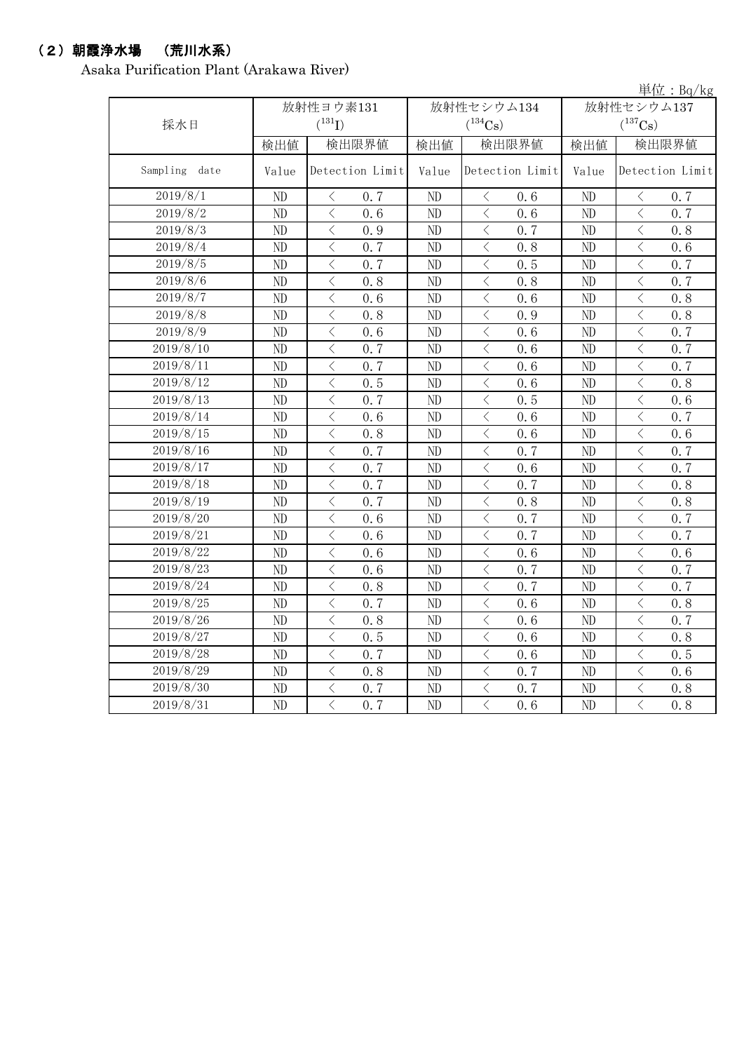## （2）朝霞浄水場　（荒川水系）

Asaka Purification Plant (Arakawa River)

単位：Bq/kg

| 採水日 | 放射性ヨウ素131 ($^{131}$I) | | 放射性セシウム134 ($^{134}$Cs) | | 放射性セシウム137 ($^{137}$Cs) | |
|---|---|---|---|---|---|---|
| | 検出値 | 検出限界値 | 検出値 | 検出限界値 | 検出値 | 検出限界値 |
| Sampling　date | Value | Detection Limit | Value | Detection Limit | Value | Detection Limit |
| 2019/8/1 | ND | ＜　0.7 | ND | ＜　0.6 | ND | ＜　0.7 |
| 2019/8/2 | ND | ＜　0.6 | ND | ＜　0.6 | ND | ＜　0.7 |
| 2019/8/3 | ND | ＜　0.9 | ND | ＜　0.7 | ND | ＜　0.8 |
| 2019/8/4 | ND | ＜　0.7 | ND | ＜　0.8 | ND | ＜　0.6 |
| 2019/8/5 | ND | ＜　0.7 | ND | ＜　0.5 | ND | ＜　0.7 |
| 2019/8/6 | ND | ＜　0.8 | ND | ＜　0.8 | ND | ＜　0.7 |
| 2019/8/7 | ND | ＜　0.6 | ND | ＜　0.6 | ND | ＜　0.8 |
| 2019/8/8 | ND | ＜　0.8 | ND | ＜　0.9 | ND | ＜　0.8 |
| 2019/8/9 | ND | ＜　0.6 | ND | ＜　0.6 | ND | ＜　0.7 |
| 2019/8/10 | ND | ＜　0.7 | ND | ＜　0.6 | ND | ＜　0.7 |
| 2019/8/11 | ND | ＜　0.7 | ND | ＜　0.6 | ND | ＜　0.7 |
| 2019/8/12 | ND | ＜　0.5 | ND | ＜　0.6 | ND | ＜　0.8 |
| 2019/8/13 | ND | ＜　0.7 | ND | ＜　0.5 | ND | ＜　0.6 |
| 2019/8/14 | ND | ＜　0.6 | ND | ＜　0.6 | ND | ＜　0.7 |
| 2019/8/15 | ND | ＜　0.8 | ND | ＜　0.6 | ND | ＜　0.6 |
| 2019/8/16 | ND | ＜　0.7 | ND | ＜　0.7 | ND | ＜　0.7 |
| 2019/8/17 | ND | ＜　0.7 | ND | ＜　0.6 | ND | ＜　0.7 |
| 2019/8/18 | ND | ＜　0.7 | ND | ＜　0.7 | ND | ＜　0.8 |
| 2019/8/19 | ND | ＜　0.7 | ND | ＜　0.8 | ND | ＜　0.8 |
| 2019/8/20 | ND | ＜　0.6 | ND | ＜　0.7 | ND | ＜　0.7 |
| 2019/8/21 | ND | ＜　0.6 | ND | ＜　0.7 | ND | ＜　0.7 |
| 2019/8/22 | ND | ＜　0.6 | ND | ＜　0.6 | ND | ＜　0.6 |
| 2019/8/23 | ND | ＜　0.6 | ND | ＜　0.7 | ND | ＜　0.7 |
| 2019/8/24 | ND | ＜　0.8 | ND | ＜　0.7 | ND | ＜　0.7 |
| 2019/8/25 | ND | ＜　0.7 | ND | ＜　0.6 | ND | ＜　0.8 |
| 2019/8/26 | ND | ＜　0.8 | ND | ＜　0.6 | ND | ＜　0.7 |
| 2019/8/27 | ND | ＜　0.5 | ND | ＜　0.6 | ND | ＜　0.8 |
| 2019/8/28 | ND | ＜　0.7 | ND | ＜　0.6 | ND | ＜　0.5 |
| 2019/8/29 | ND | ＜　0.8 | ND | ＜　0.7 | ND | ＜　0.6 |
| 2019/8/30 | ND | ＜　0.7 | ND | ＜　0.7 | ND | ＜　0.8 |
| 2019/8/31 | ND | ＜　0.7 | ND | ＜　0.6 | ND | ＜　0.8 |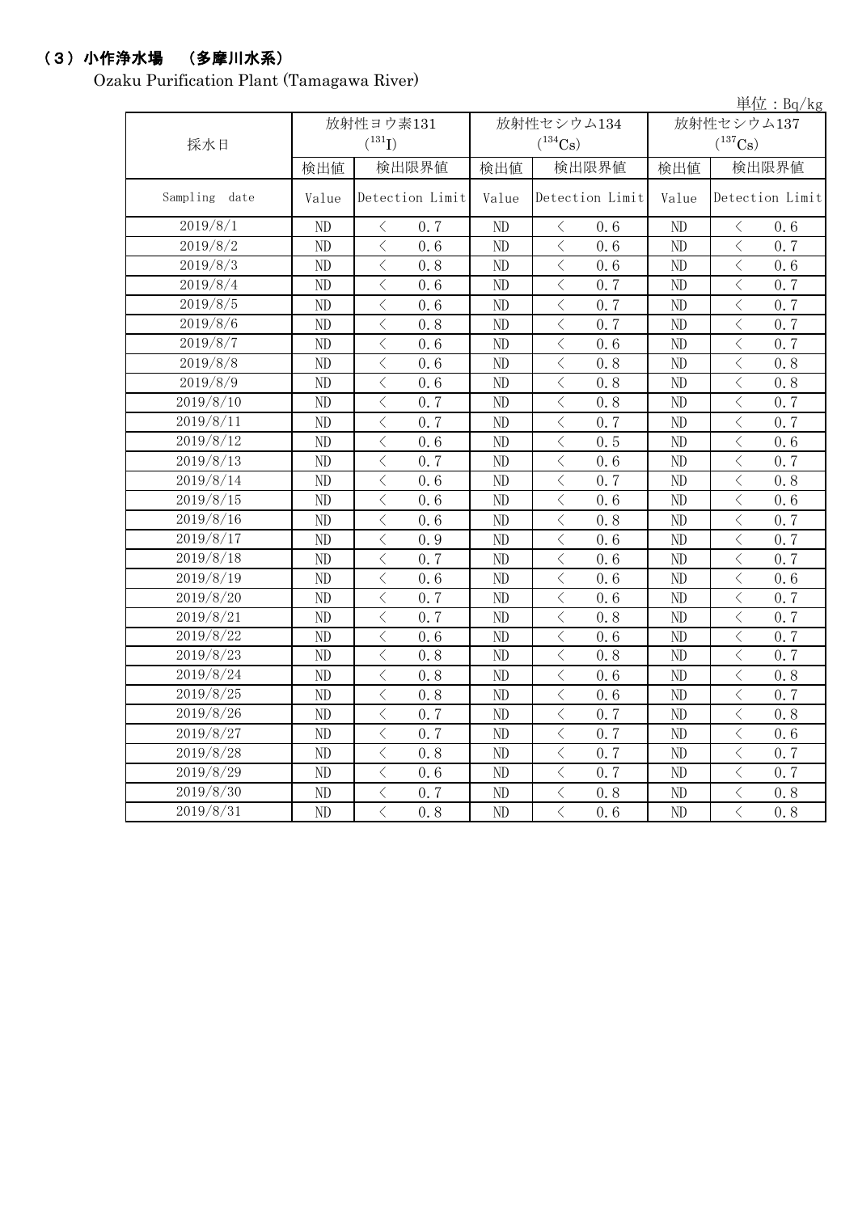## （3）小作浄水場　（多摩川水系）

Ozaku Purification Plant (Tamagawa River)

単位：Bq/kg

| 採水日 | 放射性ヨウ素131 ($^{131}I$) | | 放射性セシウム134 ($^{134}Cs$) | | 放射性セシウム137 ($^{137}Cs$) | |
|---|---|---|---|---|---|---|
| | 検出値 | 検出限界値 | 検出値 | 検出限界値 | 検出値 | 検出限界値 |
| Sampling date | Value | Detection Limit | Value | Detection Limit | Value | Detection Limit |
| 2019/8/1 | ND | ＜ 0.7 | ND | ＜ 0.6 | ND | ＜ 0.6 |
| 2019/8/2 | ND | ＜ 0.6 | ND | ＜ 0.6 | ND | ＜ 0.7 |
| 2019/8/3 | ND | ＜ 0.8 | ND | ＜ 0.6 | ND | ＜ 0.6 |
| 2019/8/4 | ND | ＜ 0.6 | ND | ＜ 0.7 | ND | ＜ 0.7 |
| 2019/8/5 | ND | ＜ 0.6 | ND | ＜ 0.7 | ND | ＜ 0.7 |
| 2019/8/6 | ND | ＜ 0.8 | ND | ＜ 0.7 | ND | ＜ 0.7 |
| 2019/8/7 | ND | ＜ 0.6 | ND | ＜ 0.6 | ND | ＜ 0.7 |
| 2019/8/8 | ND | ＜ 0.6 | ND | ＜ 0.8 | ND | ＜ 0.8 |
| 2019/8/9 | ND | ＜ 0.6 | ND | ＜ 0.8 | ND | ＜ 0.8 |
| 2019/8/10 | ND | ＜ 0.7 | ND | ＜ 0.8 | ND | ＜ 0.7 |
| 2019/8/11 | ND | ＜ 0.7 | ND | ＜ 0.7 | ND | ＜ 0.7 |
| 2019/8/12 | ND | ＜ 0.6 | ND | ＜ 0.5 | ND | ＜ 0.6 |
| 2019/8/13 | ND | ＜ 0.7 | ND | ＜ 0.6 | ND | ＜ 0.7 |
| 2019/8/14 | ND | ＜ 0.6 | ND | ＜ 0.7 | ND | ＜ 0.8 |
| 2019/8/15 | ND | ＜ 0.6 | ND | ＜ 0.6 | ND | ＜ 0.6 |
| 2019/8/16 | ND | ＜ 0.6 | ND | ＜ 0.8 | ND | ＜ 0.7 |
| 2019/8/17 | ND | ＜ 0.9 | ND | ＜ 0.6 | ND | ＜ 0.7 |
| 2019/8/18 | ND | ＜ 0.7 | ND | ＜ 0.6 | ND | ＜ 0.7 |
| 2019/8/19 | ND | ＜ 0.6 | ND | ＜ 0.6 | ND | ＜ 0.6 |
| 2019/8/20 | ND | ＜ 0.7 | ND | ＜ 0.6 | ND | ＜ 0.7 |
| 2019/8/21 | ND | ＜ 0.7 | ND | ＜ 0.8 | ND | ＜ 0.7 |
| 2019/8/22 | ND | ＜ 0.6 | ND | ＜ 0.6 | ND | ＜ 0.7 |
| 2019/8/23 | ND | ＜ 0.8 | ND | ＜ 0.8 | ND | ＜ 0.7 |
| 2019/8/24 | ND | ＜ 0.8 | ND | ＜ 0.6 | ND | ＜ 0.8 |
| 2019/8/25 | ND | ＜ 0.8 | ND | ＜ 0.6 | ND | ＜ 0.7 |
| 2019/8/26 | ND | ＜ 0.7 | ND | ＜ 0.7 | ND | ＜ 0.8 |
| 2019/8/27 | ND | ＜ 0.7 | ND | ＜ 0.7 | ND | ＜ 0.6 |
| 2019/8/28 | ND | ＜ 0.8 | ND | ＜ 0.7 | ND | ＜ 0.7 |
| 2019/8/29 | ND | ＜ 0.6 | ND | ＜ 0.7 | ND | ＜ 0.7 |
| 2019/8/30 | ND | ＜ 0.7 | ND | ＜ 0.8 | ND | ＜ 0.8 |
| 2019/8/31 | ND | ＜ 0.8 | ND | ＜ 0.6 | ND | ＜ 0.8 |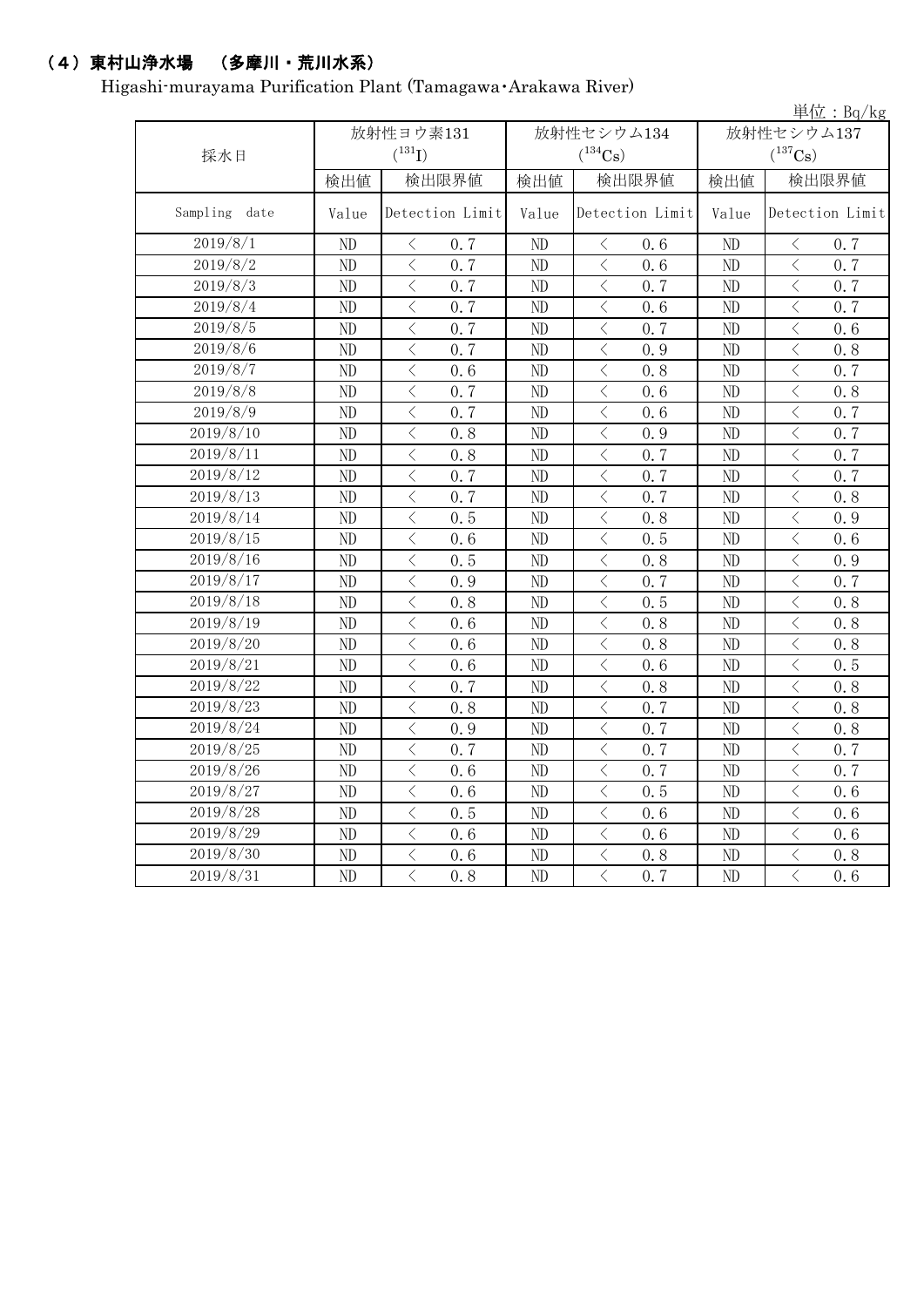## （4）東村山浄水場　（多摩川・荒川水系）

Higashi-murayama Purification Plant (Tamagawa・Arakawa River)

単位：Bq/kg

| 採水日 | 放射性ヨウ素131 ($^{131}I$) | | 放射性セシウム134 ($^{134}Cs$) | | 放射性セシウム137 ($^{137}Cs$) | |
|---|---|---|---|---|---|---|
| | 検出値 | 検出限界値 | 検出値 | 検出限界値 | 検出値 | 検出限界値 |
| Sampling date | Value | Detection Limit | Value | Detection Limit | Value | Detection Limit |
| 2019/8/1 | ND | ＜ 0.7 | ND | ＜ 0.6 | ND | ＜ 0.7 |
| 2019/8/2 | ND | ＜ 0.7 | ND | ＜ 0.6 | ND | ＜ 0.7 |
| 2019/8/3 | ND | ＜ 0.7 | ND | ＜ 0.7 | ND | ＜ 0.7 |
| 2019/8/4 | ND | ＜ 0.7 | ND | ＜ 0.6 | ND | ＜ 0.7 |
| 2019/8/5 | ND | ＜ 0.7 | ND | ＜ 0.7 | ND | ＜ 0.6 |
| 2019/8/6 | ND | ＜ 0.7 | ND | ＜ 0.9 | ND | ＜ 0.8 |
| 2019/8/7 | ND | ＜ 0.6 | ND | ＜ 0.8 | ND | ＜ 0.7 |
| 2019/8/8 | ND | ＜ 0.7 | ND | ＜ 0.6 | ND | ＜ 0.8 |
| 2019/8/9 | ND | ＜ 0.7 | ND | ＜ 0.6 | ND | ＜ 0.7 |
| 2019/8/10 | ND | ＜ 0.8 | ND | ＜ 0.9 | ND | ＜ 0.7 |
| 2019/8/11 | ND | ＜ 0.8 | ND | ＜ 0.7 | ND | ＜ 0.7 |
| 2019/8/12 | ND | ＜ 0.7 | ND | ＜ 0.7 | ND | ＜ 0.7 |
| 2019/8/13 | ND | ＜ 0.7 | ND | ＜ 0.7 | ND | ＜ 0.8 |
| 2019/8/14 | ND | ＜ 0.5 | ND | ＜ 0.8 | ND | ＜ 0.9 |
| 2019/8/15 | ND | ＜ 0.6 | ND | ＜ 0.5 | ND | ＜ 0.6 |
| 2019/8/16 | ND | ＜ 0.5 | ND | ＜ 0.8 | ND | ＜ 0.9 |
| 2019/8/17 | ND | ＜ 0.9 | ND | ＜ 0.7 | ND | ＜ 0.7 |
| 2019/8/18 | ND | ＜ 0.8 | ND | ＜ 0.5 | ND | ＜ 0.8 |
| 2019/8/19 | ND | ＜ 0.6 | ND | ＜ 0.8 | ND | ＜ 0.8 |
| 2019/8/20 | ND | ＜ 0.6 | ND | ＜ 0.8 | ND | ＜ 0.8 |
| 2019/8/21 | ND | ＜ 0.6 | ND | ＜ 0.6 | ND | ＜ 0.5 |
| 2019/8/22 | ND | ＜ 0.7 | ND | ＜ 0.8 | ND | ＜ 0.8 |
| 2019/8/23 | ND | ＜ 0.8 | ND | ＜ 0.7 | ND | ＜ 0.8 |
| 2019/8/24 | ND | ＜ 0.9 | ND | ＜ 0.7 | ND | ＜ 0.8 |
| 2019/8/25 | ND | ＜ 0.7 | ND | ＜ 0.7 | ND | ＜ 0.7 |
| 2019/8/26 | ND | ＜ 0.6 | ND | ＜ 0.7 | ND | ＜ 0.7 |
| 2019/8/27 | ND | ＜ 0.6 | ND | ＜ 0.5 | ND | ＜ 0.6 |
| 2019/8/28 | ND | ＜ 0.5 | ND | ＜ 0.6 | ND | ＜ 0.6 |
| 2019/8/29 | ND | ＜ 0.6 | ND | ＜ 0.6 | ND | ＜ 0.6 |
| 2019/8/30 | ND | ＜ 0.6 | ND | ＜ 0.8 | ND | ＜ 0.8 |
| 2019/8/31 | ND | ＜ 0.8 | ND | ＜ 0.7 | ND | ＜ 0.6 |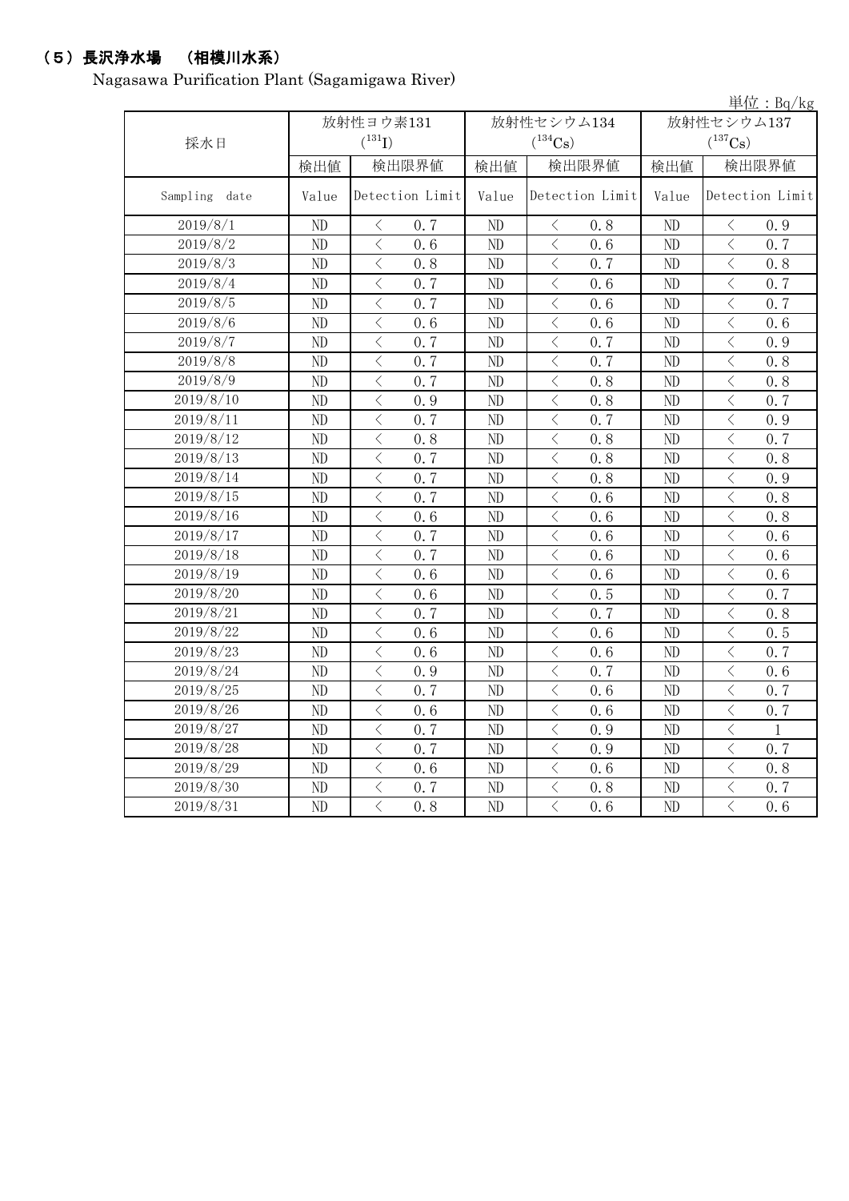## （5）長沢浄水場　（相模川水系）

Nagasawa Purification Plant (Sagamigawa River)

単位：Bq/kg

| 採水日 | 放射性ヨウ素131 ($^{131}I$) | | 放射性セシウム134 ($^{134}Cs$) | | 放射性セシウム137 ($^{137}Cs$) | |
|---|---|---|---|---|---|---|
| | 検出値 | 検出限界値 | 検出値 | 検出限界値 | 検出値 | 検出限界値 |
| Sampling date | Value | Detection Limit | Value | Detection Limit | Value | Detection Limit |
| 2019/8/1 | ND | ＜ 0.7 | ND | ＜ 0.8 | ND | ＜ 0.9 |
| 2019/8/2 | ND | ＜ 0.6 | ND | ＜ 0.6 | ND | ＜ 0.7 |
| 2019/8/3 | ND | ＜ 0.8 | ND | ＜ 0.7 | ND | ＜ 0.8 |
| 2019/8/4 | ND | ＜ 0.7 | ND | ＜ 0.6 | ND | ＜ 0.7 |
| 2019/8/5 | ND | ＜ 0.7 | ND | ＜ 0.6 | ND | ＜ 0.7 |
| 2019/8/6 | ND | ＜ 0.6 | ND | ＜ 0.6 | ND | ＜ 0.6 |
| 2019/8/7 | ND | ＜ 0.7 | ND | ＜ 0.7 | ND | ＜ 0.9 |
| 2019/8/8 | ND | ＜ 0.7 | ND | ＜ 0.7 | ND | ＜ 0.8 |
| 2019/8/9 | ND | ＜ 0.7 | ND | ＜ 0.8 | ND | ＜ 0.8 |
| 2019/8/10 | ND | ＜ 0.9 | ND | ＜ 0.8 | ND | ＜ 0.7 |
| 2019/8/11 | ND | ＜ 0.7 | ND | ＜ 0.7 | ND | ＜ 0.9 |
| 2019/8/12 | ND | ＜ 0.8 | ND | ＜ 0.8 | ND | ＜ 0.7 |
| 2019/8/13 | ND | ＜ 0.7 | ND | ＜ 0.8 | ND | ＜ 0.8 |
| 2019/8/14 | ND | ＜ 0.7 | ND | ＜ 0.8 | ND | ＜ 0.9 |
| 2019/8/15 | ND | ＜ 0.7 | ND | ＜ 0.6 | ND | ＜ 0.8 |
| 2019/8/16 | ND | ＜ 0.6 | ND | ＜ 0.6 | ND | ＜ 0.8 |
| 2019/8/17 | ND | ＜ 0.7 | ND | ＜ 0.6 | ND | ＜ 0.6 |
| 2019/8/18 | ND | ＜ 0.7 | ND | ＜ 0.6 | ND | ＜ 0.6 |
| 2019/8/19 | ND | ＜ 0.6 | ND | ＜ 0.6 | ND | ＜ 0.6 |
| 2019/8/20 | ND | ＜ 0.6 | ND | ＜ 0.5 | ND | ＜ 0.7 |
| 2019/8/21 | ND | ＜ 0.7 | ND | ＜ 0.7 | ND | ＜ 0.8 |
| 2019/8/22 | ND | ＜ 0.6 | ND | ＜ 0.6 | ND | ＜ 0.5 |
| 2019/8/23 | ND | ＜ 0.6 | ND | ＜ 0.6 | ND | ＜ 0.7 |
| 2019/8/24 | ND | ＜ 0.9 | ND | ＜ 0.7 | ND | ＜ 0.6 |
| 2019/8/25 | ND | ＜ 0.7 | ND | ＜ 0.6 | ND | ＜ 0.7 |
| 2019/8/26 | ND | ＜ 0.6 | ND | ＜ 0.6 | ND | ＜ 0.7 |
| 2019/8/27 | ND | ＜ 0.7 | ND | ＜ 0.9 | ND | ＜ 1 |
| 2019/8/28 | ND | ＜ 0.7 | ND | ＜ 0.9 | ND | ＜ 0.7 |
| 2019/8/29 | ND | ＜ 0.6 | ND | ＜ 0.6 | ND | ＜ 0.8 |
| 2019/8/30 | ND | ＜ 0.7 | ND | ＜ 0.8 | ND | ＜ 0.7 |
| 2019/8/31 | ND | ＜ 0.8 | ND | ＜ 0.6 | ND | ＜ 0.6 |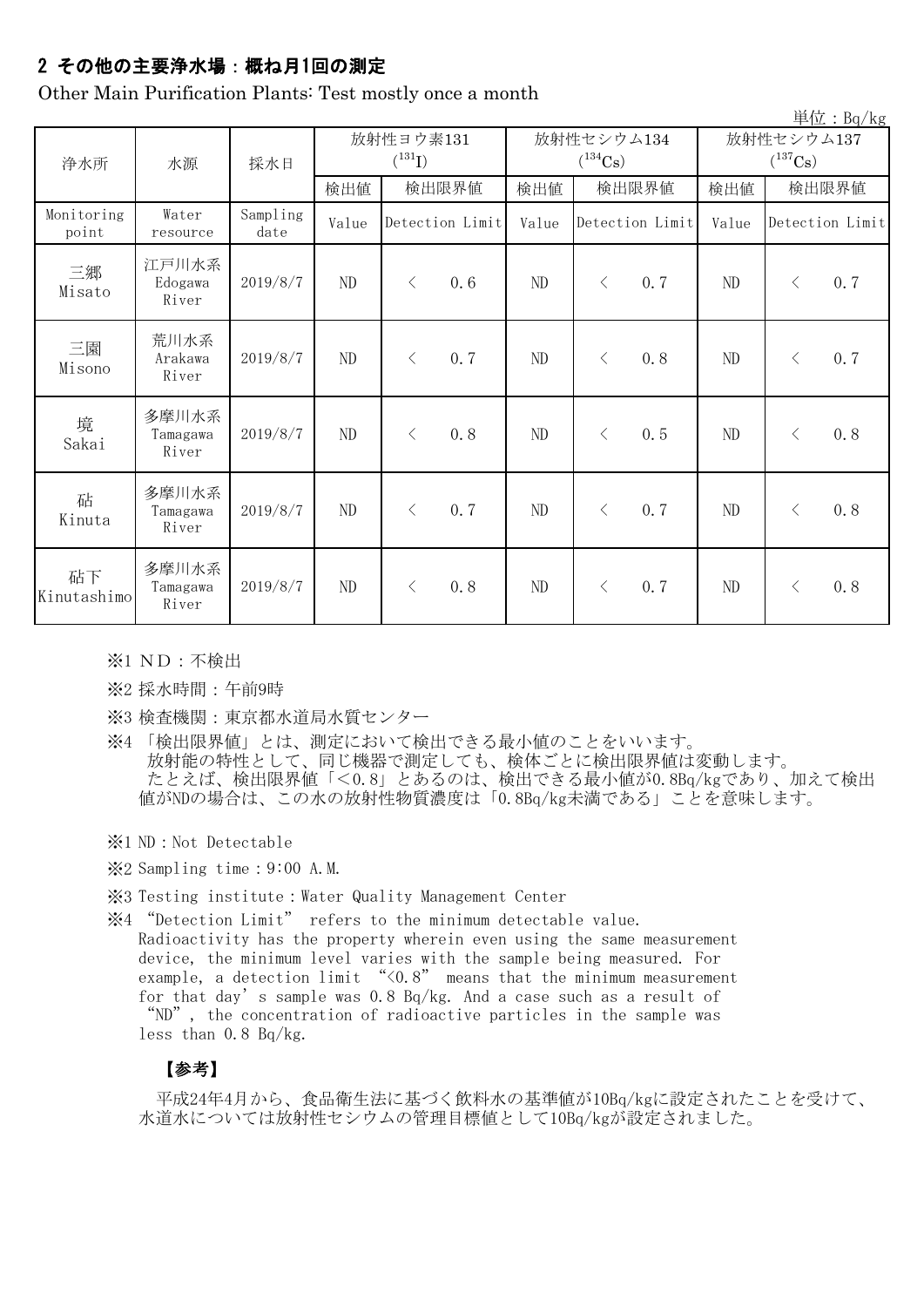## 2 その他の主要浄水場：概ね月1回の測定

Other Main Purification Plants: Test mostly once a month

単位：Bq/kg

| 浄水所 | 水源 | 採水日 | 放射性ヨウ素131 ($^{131}I$) | | | 放射性セシウム134 ($^{134}Cs$) | | | 放射性セシウム137 ($^{137}Cs$) | | |
|---|---|---|---|---|---|---|---|---|---|---|---|
| | | | 検出値 | 検出限界値 | | 検出値 | 検出限界値 | | 検出値 | 検出限界値 | |
| Monitoring point | Water resource | Sampling date | Value | Detection Limit | | Value | Detection Limit | | Value | Detection Limit | |
| 三郷 Misato | 江戸川水系 Edogawa River | 2019/8/7 | ND | < | 0.6 | ND | < | 0.7 | ND | < | 0.7 |
| 三園 Misono | 荒川水系 Arakawa River | 2019/8/7 | ND | < | 0.7 | ND | < | 0.8 | ND | < | 0.7 |
| 境 Sakai | 多摩川水系 Tamagawa River | 2019/8/7 | ND | < | 0.8 | ND | < | 0.5 | ND | < | 0.8 |
| 砧 Kinuta | 多摩川水系 Tamagawa River | 2019/8/7 | ND | < | 0.7 | ND | < | 0.7 | ND | < | 0.8 |
| 砧下 Kinutashimo | 多摩川水系 Tamagawa River | 2019/8/7 | ND | < | 0.8 | ND | < | 0.7 | ND | < | 0.8 |

※1 ＮＤ：不検出

※2 採水時間：午前9時

※3 検査機関：東京都水道局水質センター

※4 「検出限界値」とは、測定において検出できる最小値のことをいいます。
放射能の特性として、同じ機器で測定しても、検体ごとに検出限界値は変動します。
たとえば、検出限界値「<0.8」とあるのは、検出できる最小値が0.8Bq/kgであり、加えて検出値がNDの場合は、この水の放射性物質濃度は「0.8Bq/kg未満である」ことを意味します。

※1 ND：Not Detectable

※2 Sampling time：9:00 A.M.

※3 Testing institute：Water Quality Management Center

※4 "Detection Limit" refers to the minimum detectable value.
Radioactivity has the property wherein even using the same measurement device, the minimum level varies with the sample being measured. For example, a detection limit "<0.8" means that the minimum measurement for that day's sample was 0.8 Bq/kg. And a case such as a result of "ND", the concentration of radioactive particles in the sample was less than 0.8 Bq/kg.

### 【参考】

平成24年4月から、食品衛生法に基づく飲料水の基準値が10Bq/kgに設定されたことを受けて、水道水については放射性セシウムの管理目標値として10Bq/kgが設定されました。